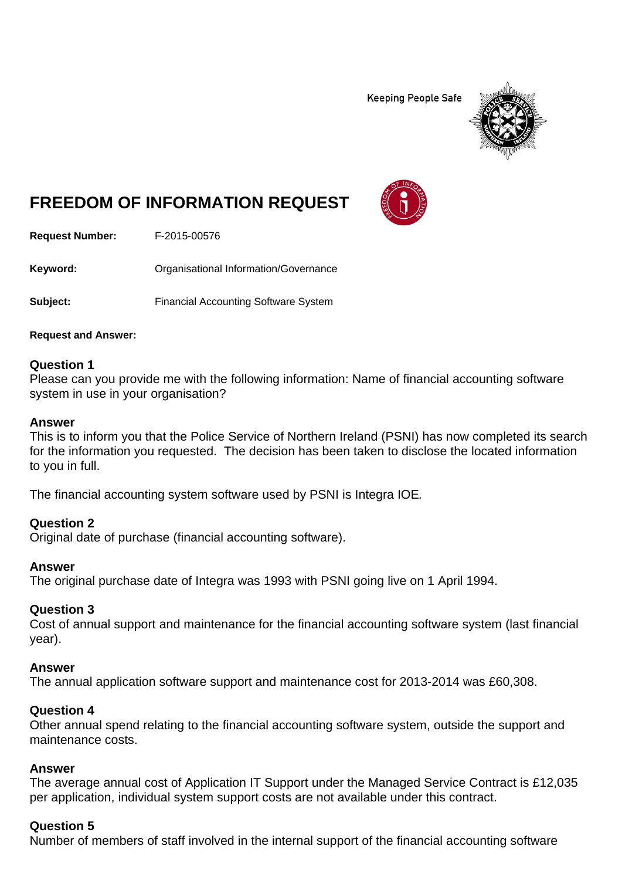Keeping People Safe

# FREEDOM OF INFORMATION REQUEST

**Request Number:** F-2015-00576

**Keyword:** Organisational Information/Governance

**Subject:** Financial Accounting Software System

**Request and Answer:**

### Question 1
Please can you provide me with the following information: Name of financial accounting software system in use in your organisation?

### Answer
This is to inform you that the Police Service of Northern Ireland (PSNI) has now completed its search for the information you requested. The decision has been taken to disclose the located information to you in full.

The financial accounting system software used by PSNI is Integra IOE.

### Question 2
Original date of purchase (financial accounting software).

### Answer
The original purchase date of Integra was 1993 with PSNI going live on 1 April 1994.

### Question 3
Cost of annual support and maintenance for the financial accounting software system (last financial year).

### Answer
The annual application software support and maintenance cost for 2013-2014 was £60,308.

### Question 4
Other annual spend relating to the financial accounting software system, outside the support and maintenance costs.

### Answer
The average annual cost of Application IT Support under the Managed Service Contract is £12,035 per application, individual system support costs are not available under this contract.

### Question 5
Number of members of staff involved in the internal support of the financial accounting software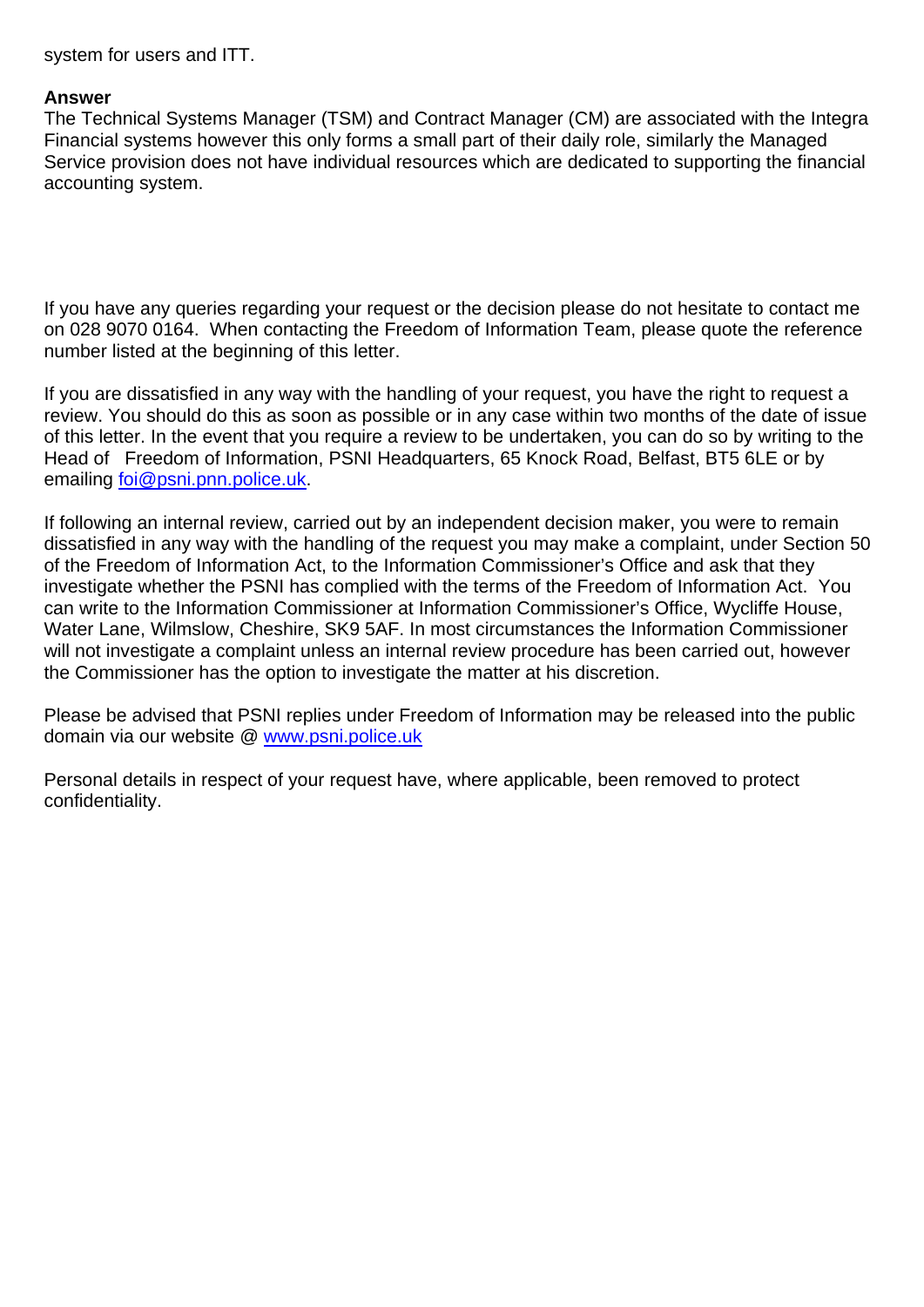system for users and ITT.

**Answer**
The Technical Systems Manager (TSM) and Contract Manager (CM) are associated with the Integra Financial systems however this only forms a small part of their daily role, similarly the Managed Service provision does not have individual resources which are dedicated to supporting the financial accounting system.

If you have any queries regarding your request or the decision please do not hesitate to contact me on 028 9070 0164. When contacting the Freedom of Information Team, please quote the reference number listed at the beginning of this letter.

If you are dissatisfied in any way with the handling of your request, you have the right to request a review. You should do this as soon as possible or in any case within two months of the date of issue of this letter. In the event that you require a review to be undertaken, you can do so by writing to the Head of Freedom of Information, PSNI Headquarters, 65 Knock Road, Belfast, BT5 6LE or by emailing foi@psni.pnn.police.uk.

If following an internal review, carried out by an independent decision maker, you were to remain dissatisfied in any way with the handling of the request you may make a complaint, under Section 50 of the Freedom of Information Act, to the Information Commissioner's Office and ask that they investigate whether the PSNI has complied with the terms of the Freedom of Information Act. You can write to the Information Commissioner at Information Commissioner's Office, Wycliffe House, Water Lane, Wilmslow, Cheshire, SK9 5AF. In most circumstances the Information Commissioner will not investigate a complaint unless an internal review procedure has been carried out, however the Commissioner has the option to investigate the matter at his discretion.

Please be advised that PSNI replies under Freedom of Information may be released into the public domain via our website @ www.psni.police.uk

Personal details in respect of your request have, where applicable, been removed to protect confidentiality.